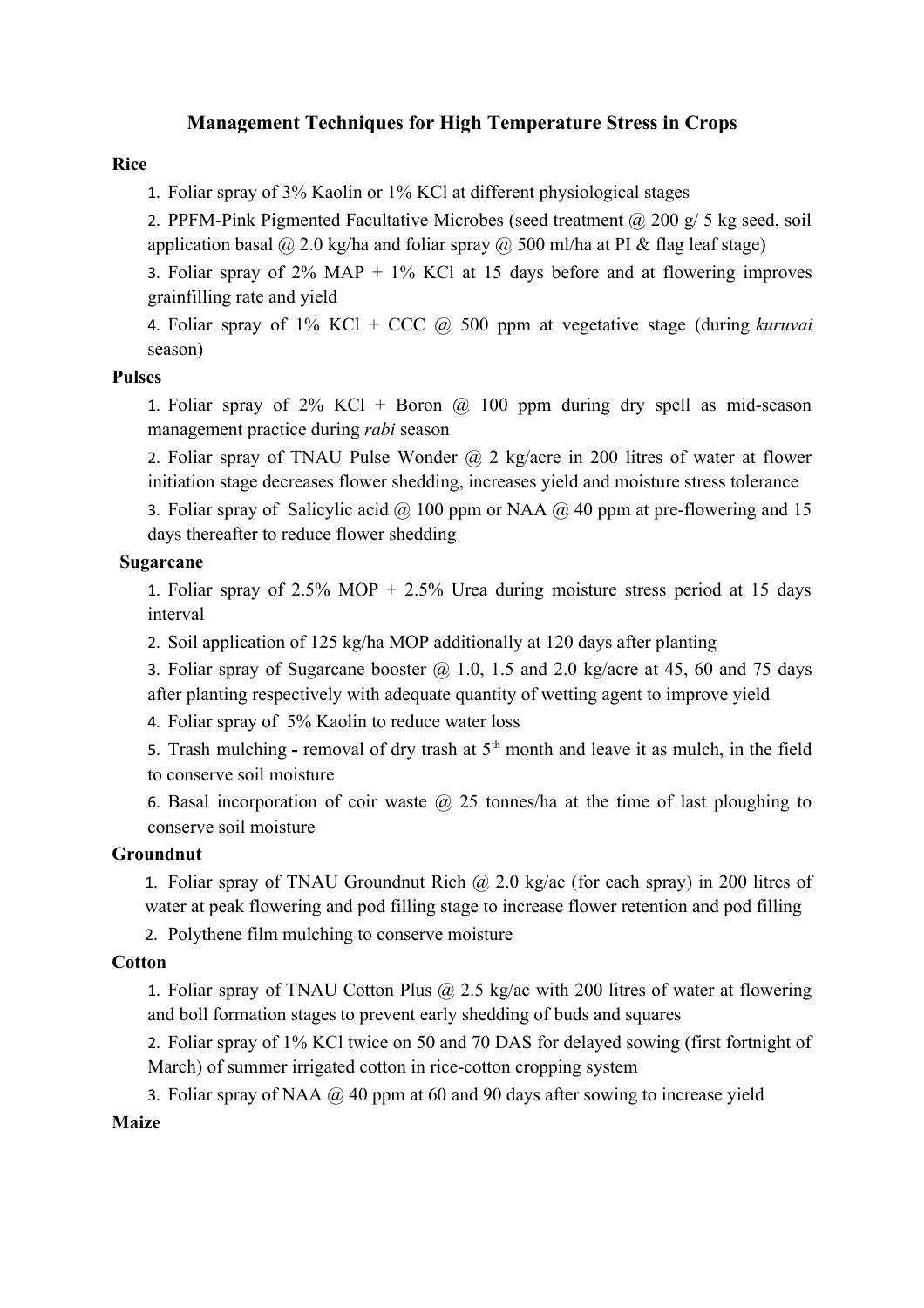# Management Techniques for High Temperature Stress in Crops

**Rice**

1. Foliar spray of 3% Kaolin or 1% KCl at different physiological stages
2. PPFM-Pink Pigmented Facultative Microbes (seed treatment @ 200 g/ 5 kg seed, soil application basal @ 2.0 kg/ha and foliar spray @ 500 ml/ha at PI & flag leaf stage)
3. Foliar spray of 2% MAP + 1% KCl at 15 days before and at flowering improves grainfilling rate and yield
4. Foliar spray of 1% KCl + CCC @ 500 ppm at vegetative stage (during *kuruvai* season)

**Pulses**

1. Foliar spray of 2% KCl + Boron @ 100 ppm during dry spell as mid-season management practice during *rabi* season
2. Foliar spray of TNAU Pulse Wonder @ 2 kg/acre in 200 litres of water at flower initiation stage decreases flower shedding, increases yield and moisture stress tolerance
3. Foliar spray of Salicylic acid @ 100 ppm or NAA @ 40 ppm at pre-flowering and 15 days thereafter to reduce flower shedding

**Sugarcane**

1. Foliar spray of 2.5% MOP + 2.5% Urea during moisture stress period at 15 days interval
2. Soil application of 125 kg/ha MOP additionally at 120 days after planting
3. Foliar spray of Sugarcane booster @ 1.0, 1.5 and 2.0 kg/acre at 45, 60 and 75 days after planting respectively with adequate quantity of wetting agent to improve yield
4. Foliar spray of 5% Kaolin to reduce water loss
5. Trash mulching **-** removal of dry trash at 5$^{th}$ month and leave it as mulch, in the field to conserve soil moisture
6. Basal incorporation of coir waste @ 25 tonnes/ha at the time of last ploughing to conserve soil moisture

**Groundnut**

1. Foliar spray of TNAU Groundnut Rich @ 2.0 kg/ac (for each spray) in 200 litres of water at peak flowering and pod filling stage to increase flower retention and pod filling
2. Polythene film mulching to conserve moisture

**Cotton**

1. Foliar spray of TNAU Cotton Plus @ 2.5 kg/ac with 200 litres of water at flowering and boll formation stages to prevent early shedding of buds and squares
2. Foliar spray of 1% KCl twice on 50 and 70 DAS for delayed sowing (first fortnight of March) of summer irrigated cotton in rice-cotton cropping system
3. Foliar spray of NAA @ 40 ppm at 60 and 90 days after sowing to increase yield

**Maize**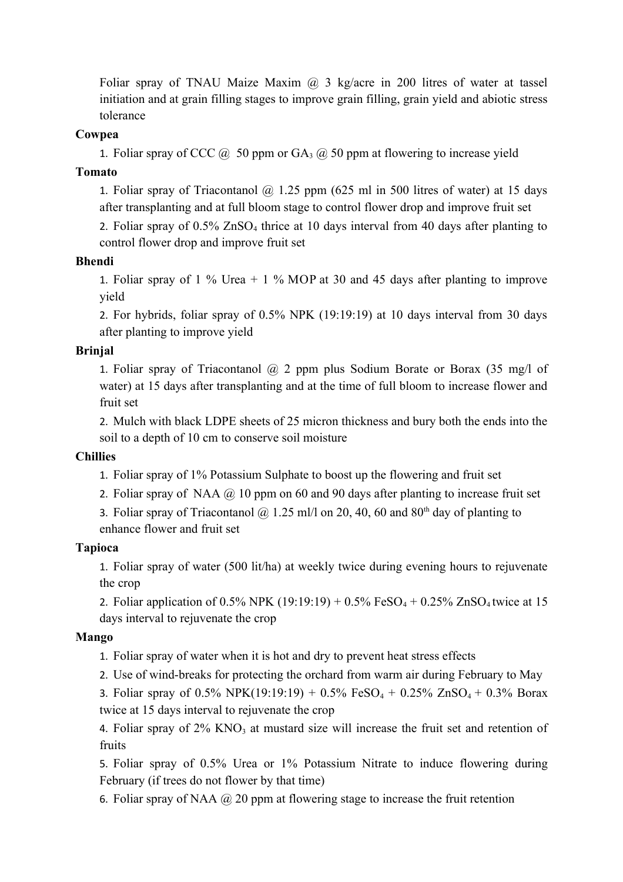Foliar spray of TNAU Maize Maxim @ 3 kg/acre in 200 litres of water at tassel initiation and at grain filling stages to improve grain filling, grain yield and abiotic stress tolerance

**Cowpea**

1. Foliar spray of CCC @ 50 ppm or $GA_3$ @ 50 ppm at flowering to increase yield

**Tomato**

1. Foliar spray of Triacontanol @ 1.25 ppm (625 ml in 500 litres of water) at 15 days after transplanting and at full bloom stage to control flower drop and improve fruit set
2. Foliar spray of 0.5% $ZnSO_4$ thrice at 10 days interval from 40 days after planting to control flower drop and improve fruit set

**Bhendi**

1. Foliar spray of 1 % Urea + 1 % MOP at 30 and 45 days after planting to improve yield
2. For hybrids, foliar spray of 0.5% NPK (19:19:19) at 10 days interval from 30 days after planting to improve yield

**Brinjal**

1. Foliar spray of Triacontanol @ 2 ppm plus Sodium Borate or Borax (35 mg/l of water) at 15 days after transplanting and at the time of full bloom to increase flower and fruit set
2. Mulch with black LDPE sheets of 25 micron thickness and bury both the ends into the soil to a depth of 10 cm to conserve soil moisture

**Chillies**

1. Foliar spray of 1% Potassium Sulphate to boost up the flowering and fruit set
2. Foliar spray of NAA @ 10 ppm on 60 and 90 days after planting to increase fruit set
3. Foliar spray of Triacontanol @ 1.25 ml/l on 20, 40, 60 and 80th day of planting to enhance flower and fruit set

**Tapioca**

1. Foliar spray of water (500 lit/ha) at weekly twice during evening hours to rejuvenate the crop
2. Foliar application of 0.5% NPK (19:19:19) + 0.5% $FeSO_4$ + 0.25% $ZnSO_4$ twice at 15 days interval to rejuvenate the crop

**Mango**

1. Foliar spray of water when it is hot and dry to prevent heat stress effects
2. Use of wind-breaks for protecting the orchard from warm air during February to May
3. Foliar spray of 0.5% NPK(19:19:19) + 0.5% $FeSO_4$ + 0.25% $ZnSO_4$ + 0.3% Borax twice at 15 days interval to rejuvenate the crop
4. Foliar spray of 2% $KNO_3$ at mustard size will increase the fruit set and retention of fruits
5. Foliar spray of 0.5% Urea or 1% Potassium Nitrate to induce flowering during February (if trees do not flower by that time)
6. Foliar spray of NAA @ 20 ppm at flowering stage to increase the fruit retention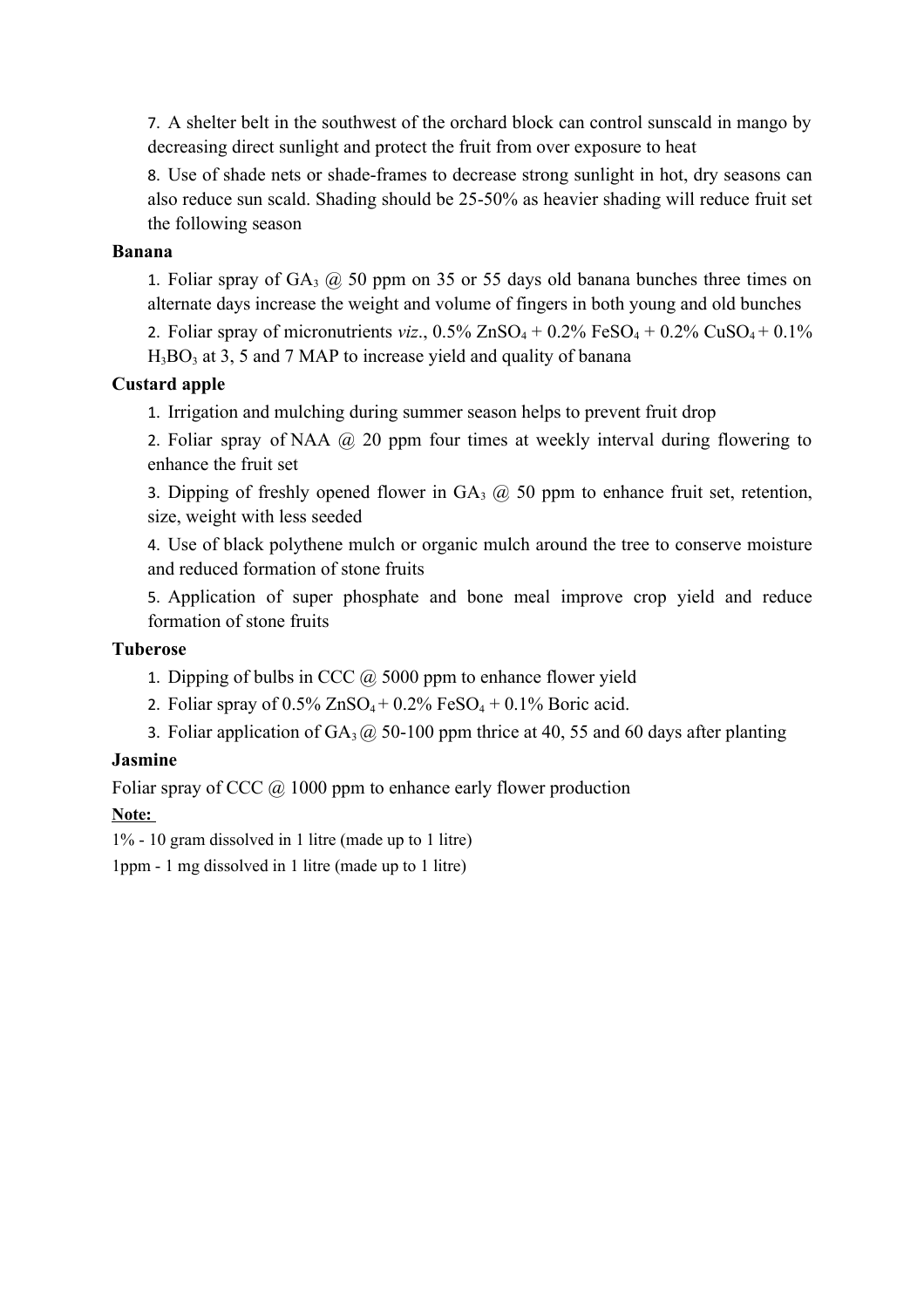7. A shelter belt in the southwest of the orchard block can control sunscald in mango by decreasing direct sunlight and protect the fruit from over exposure to heat
8. Use of shade nets or shade-frames to decrease strong sunlight in hot, dry seasons can also reduce sun scald. Shading should be 25-50% as heavier shading will reduce fruit set the following season

**Banana**

1. Foliar spray of $GA_3$ @ 50 ppm on 35 or 55 days old banana bunches three times on alternate days increase the weight and volume of fingers in both young and old bunches
2. Foliar spray of micronutrients *viz*., 0.5% $ZnSO_4$ + 0.2% $FeSO_4$ + 0.2% $CuSO_4$ + 0.1% $H_3BO_3$ at 3, 5 and 7 MAP to increase yield and quality of banana

**Custard apple**

1. Irrigation and mulching during summer season helps to prevent fruit drop
2. Foliar spray of NAA @ 20 ppm four times at weekly interval during flowering to enhance the fruit set
3. Dipping of freshly opened flower in $GA_3$ @ 50 ppm to enhance fruit set, retention, size, weight with less seeded
4. Use of black polythene mulch or organic mulch around the tree to conserve moisture and reduced formation of stone fruits
5. Application of super phosphate and bone meal improve crop yield and reduce formation of stone fruits

**Tuberose**

1. Dipping of bulbs in CCC @ 5000 ppm to enhance flower yield
2. Foliar spray of 0.5% $ZnSO_4$ + 0.2% $FeSO_4$ + 0.1% Boric acid.
3. Foliar application of $GA_3$ @ 50-100 ppm thrice at 40, 55 and 60 days after planting

**Jasmine**

Foliar spray of CCC @ 1000 ppm to enhance early flower production

**Note:**

1% - 10 gram dissolved in 1 litre (made up to 1 litre)

1ppm - 1 mg dissolved in 1 litre (made up to 1 litre)